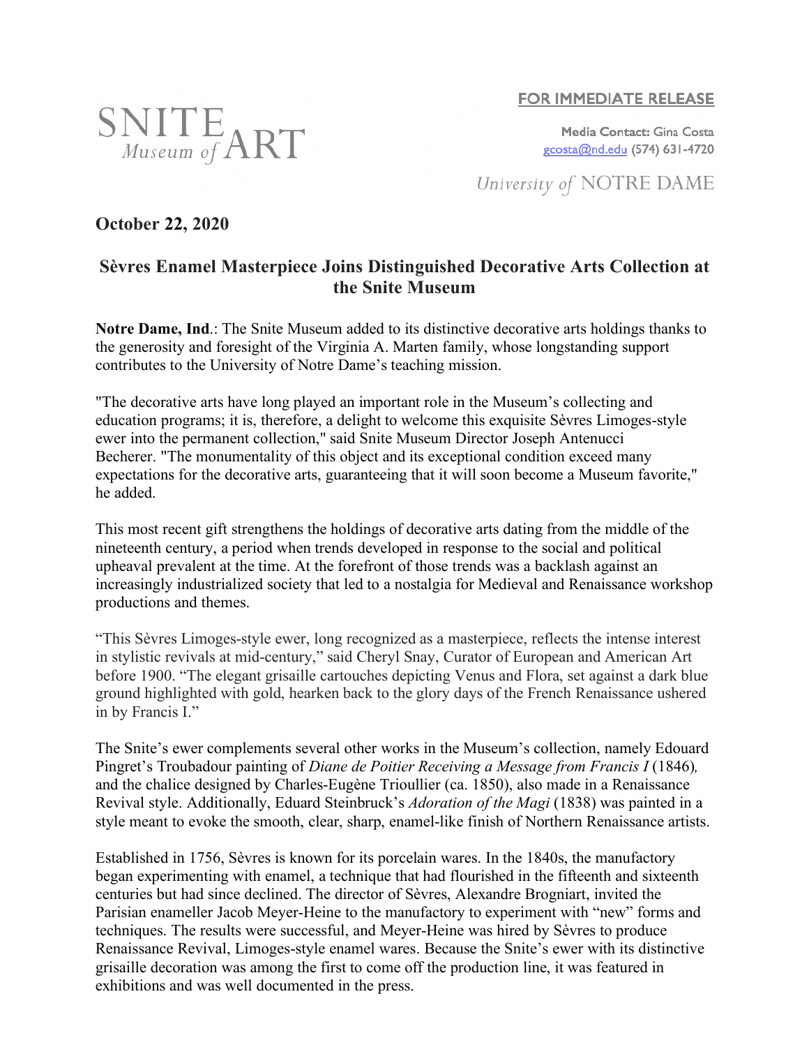SNITE *Museum of* ART

FOR IMMEDIATE RELEASE

**Media Contact:** Gina Costa
gcosta@nd.edu (574) 631-4720

*University of* NOTRE DAME

**October 22, 2020**

## Sèvres Enamel Masterpiece Joins Distinguished Decorative Arts Collection at the Snite Museum

**Notre Dame, Ind**.: The Snite Museum added to its distinctive decorative arts holdings thanks to the generosity and foresight of the Virginia A. Marten family, whose longstanding support contributes to the University of Notre Dame's teaching mission.

"The decorative arts have long played an important role in the Museum's collecting and education programs; it is, therefore, a delight to welcome this exquisite Sèvres Limoges-style ewer into the permanent collection," said Snite Museum Director Joseph Antenucci Becherer. "The monumentality of this object and its exceptional condition exceed many expectations for the decorative arts, guaranteeing that it will soon become a Museum favorite," he added.

This most recent gift strengthens the holdings of decorative arts dating from the middle of the nineteenth century, a period when trends developed in response to the social and political upheaval prevalent at the time. At the forefront of those trends was a backlash against an increasingly industrialized society that led to a nostalgia for Medieval and Renaissance workshop productions and themes.

"This Sèvres Limoges-style ewer, long recognized as a masterpiece, reflects the intense interest in stylistic revivals at mid-century," said Cheryl Snay, Curator of European and American Art before 1900. "The elegant grisaille cartouches depicting Venus and Flora, set against a dark blue ground highlighted with gold, hearken back to the glory days of the French Renaissance ushered in by Francis I."

The Snite's ewer complements several other works in the Museum's collection, namely Edouard Pingret's Troubadour painting of *Diane de Poitier Receiving a Message from Francis I* (1846), and the chalice designed by Charles-Eugène Trioullier (ca. 1850), also made in a Renaissance Revival style. Additionally, Eduard Steinbruck's *Adoration of the Magi* (1838) was painted in a style meant to evoke the smooth, clear, sharp, enamel-like finish of Northern Renaissance artists.

Established in 1756, Sèvres is known for its porcelain wares. In the 1840s, the manufactory began experimenting with enamel, a technique that had flourished in the fifteenth and sixteenth centuries but had since declined. The director of Sèvres, Alexandre Brogniart, invited the Parisian enameller Jacob Meyer-Heine to the manufactory to experiment with "new" forms and techniques. The results were successful, and Meyer-Heine was hired by Sèvres to produce Renaissance Revival, Limoges-style enamel wares. Because the Snite's ewer with its distinctive grisaille decoration was among the first to come off the production line, it was featured in exhibitions and was well documented in the press.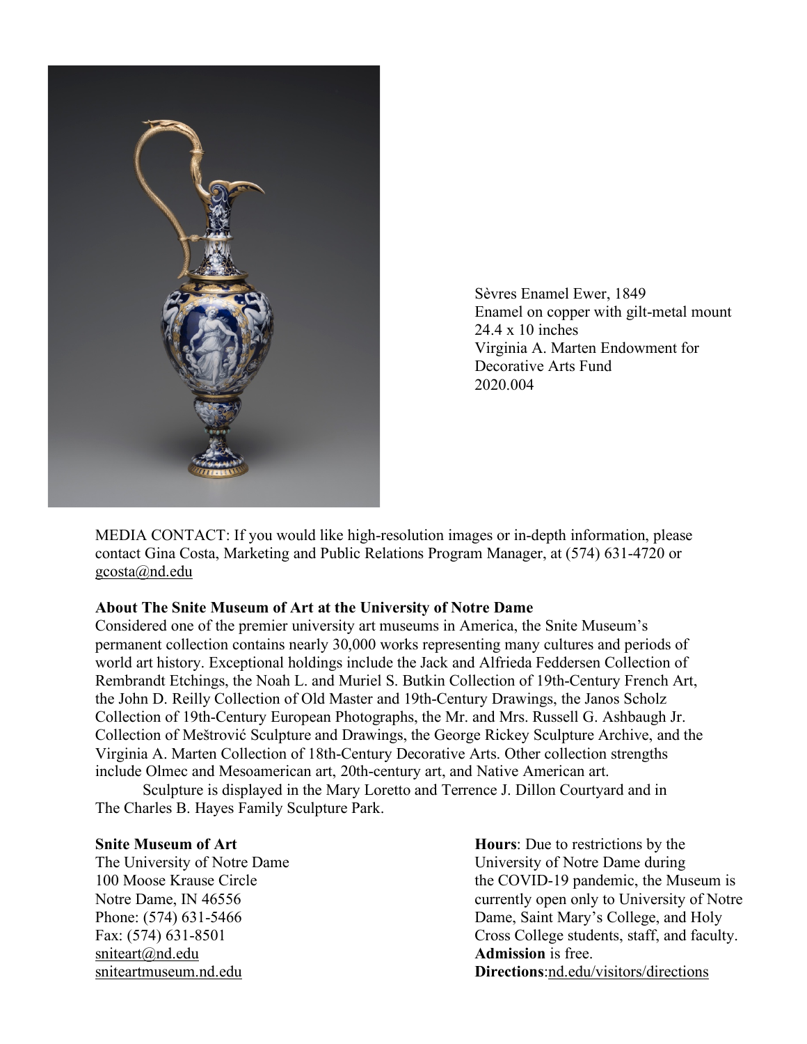Sèvres Enamel Ewer, 1849
Enamel on copper with gilt-metal mount
24.4 x 10 inches
Virginia A. Marten Endowment for Decorative Arts Fund
2020.004

MEDIA CONTACT: If you would like high-resolution images or in-depth information, please contact Gina Costa, Marketing and Public Relations Program Manager, at (574) 631-4720 or gcosta@nd.edu

**About The Snite Museum of Art at the University of Notre Dame**

Considered one of the premier university art museums in America, the Snite Museum's permanent collection contains nearly 30,000 works representing many cultures and periods of world art history. Exceptional holdings include the Jack and Alfrieda Feddersen Collection of Rembrandt Etchings, the Noah L. and Muriel S. Butkin Collection of 19th-Century French Art, the John D. Reilly Collection of Old Master and 19th-Century Drawings, the Janos Scholz Collection of 19th-Century European Photographs, the Mr. and Mrs. Russell G. Ashbaugh Jr. Collection of Meštrović Sculpture and Drawings, the George Rickey Sculpture Archive, and the Virginia A. Marten Collection of 18th-Century Decorative Arts. Other collection strengths include Olmec and Mesoamerican art, 20th-century art, and Native American art.

Sculpture is displayed in the Mary Loretto and Terrence J. Dillon Courtyard and in The Charles B. Hayes Family Sculpture Park.

**Snite Museum of Art**
The University of Notre Dame
100 Moose Krause Circle
Notre Dame, IN 46556
Phone: (574) 631-5466
Fax: (574) 631-8501
sniteart@nd.edu
sniteartmuseum.nd.edu

**Hours**: Due to restrictions by the University of Notre Dame during the COVID-19 pandemic, the Museum is currently open only to University of Notre Dame, Saint Mary's College, and Holy Cross College students, staff, and faculty.
**Admission** is free.
**Directions**:nd.edu/visitors/directions